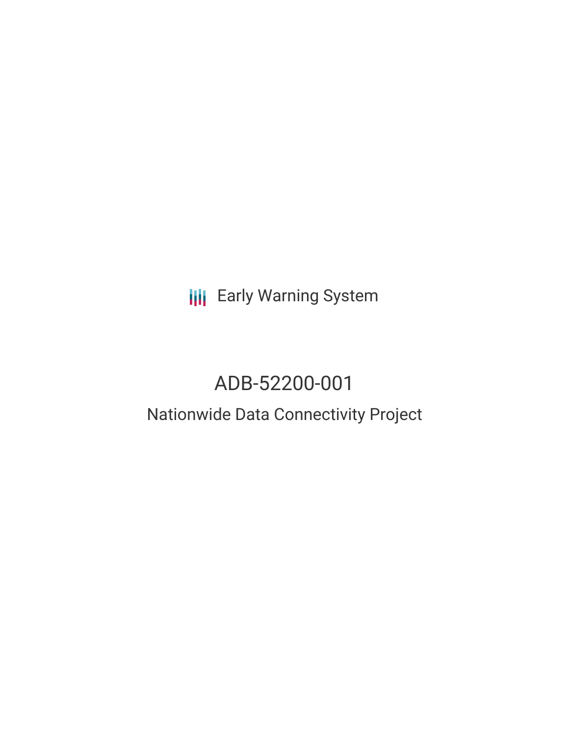Early Warning System

# ADB-52200-001

## Nationwide Data Connectivity Project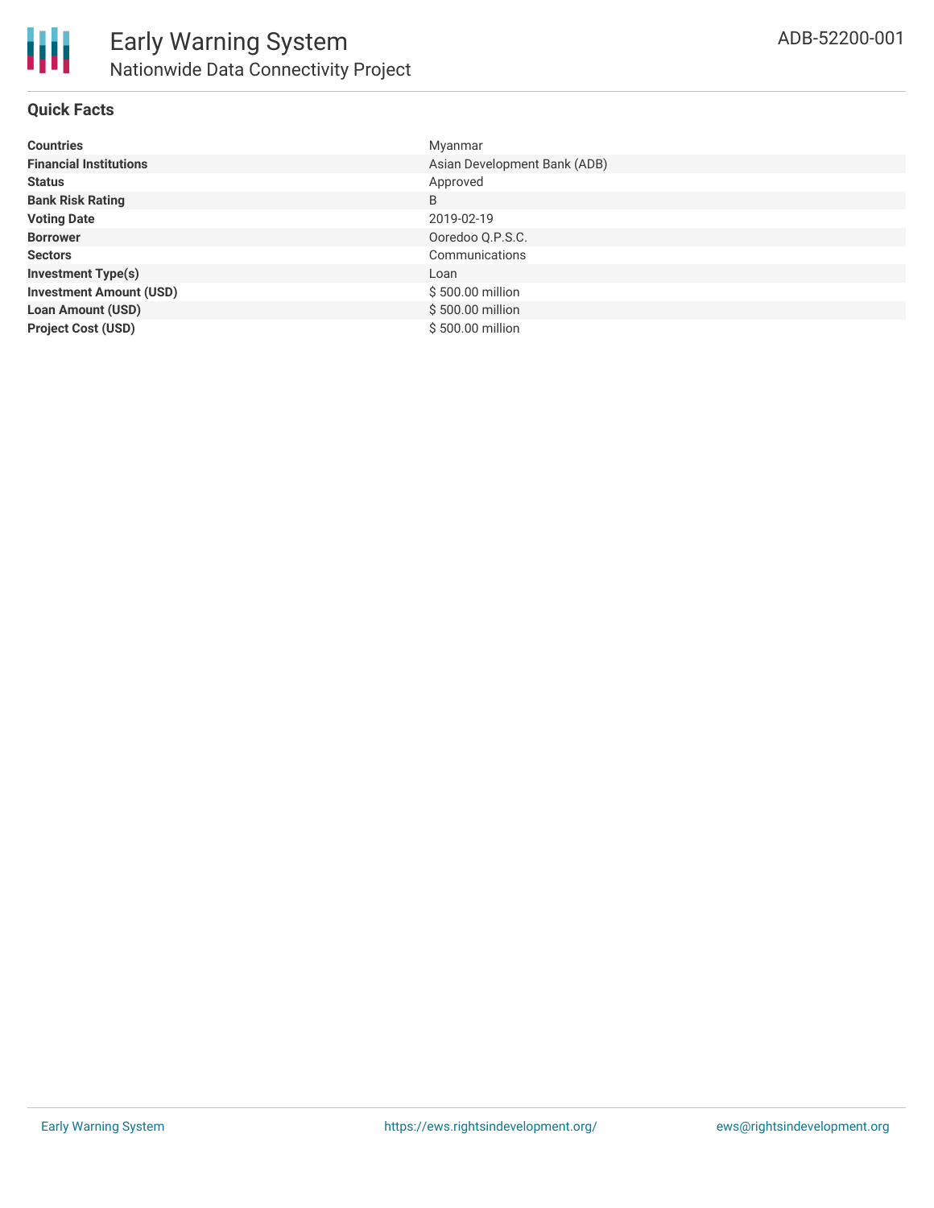## Quick Facts

| | |
|---|---|
| **Countries** | Myanmar |
| **Financial Institutions** | Asian Development Bank (ADB) |
| **Status** | Approved |
| **Bank Risk Rating** | B |
| **Voting Date** | 2019-02-19 |
| **Borrower** | Ooredoo Q.P.S.C. |
| **Sectors** | Communications |
| **Investment Type(s)** | Loan |
| **Investment Amount (USD)** | $ 500.00 million |
| **Loan Amount (USD)** | $ 500.00 million |
| **Project Cost (USD)** | $ 500.00 million |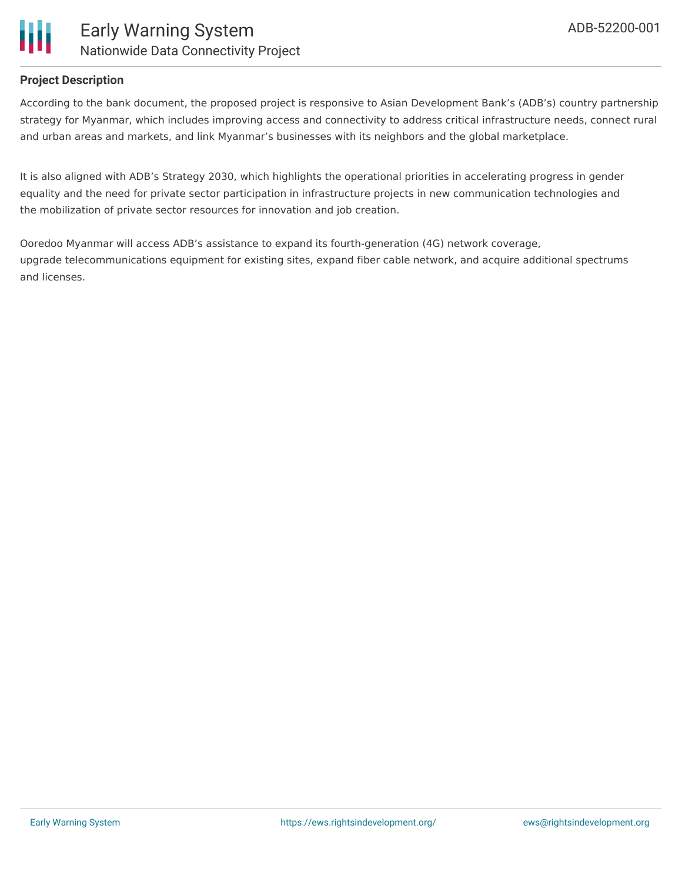### Project Description

According to the bank document, the proposed project is responsive to Asian Development Bank's (ADB's) country partnership strategy for Myanmar, which includes improving access and connectivity to address critical infrastructure needs, connect rural and urban areas and markets, and link Myanmar's businesses with its neighbors and the global marketplace.

It is also aligned with ADB's Strategy 2030, which highlights the operational priorities in accelerating progress in gender equality and the need for private sector participation in infrastructure projects in new communication technologies and the mobilization of private sector resources for innovation and job creation.

Ooredoo Myanmar will access ADB's assistance to expand its fourth-generation (4G) network coverage, upgrade telecommunications equipment for existing sites, expand fiber cable network, and acquire additional spectrums and licenses.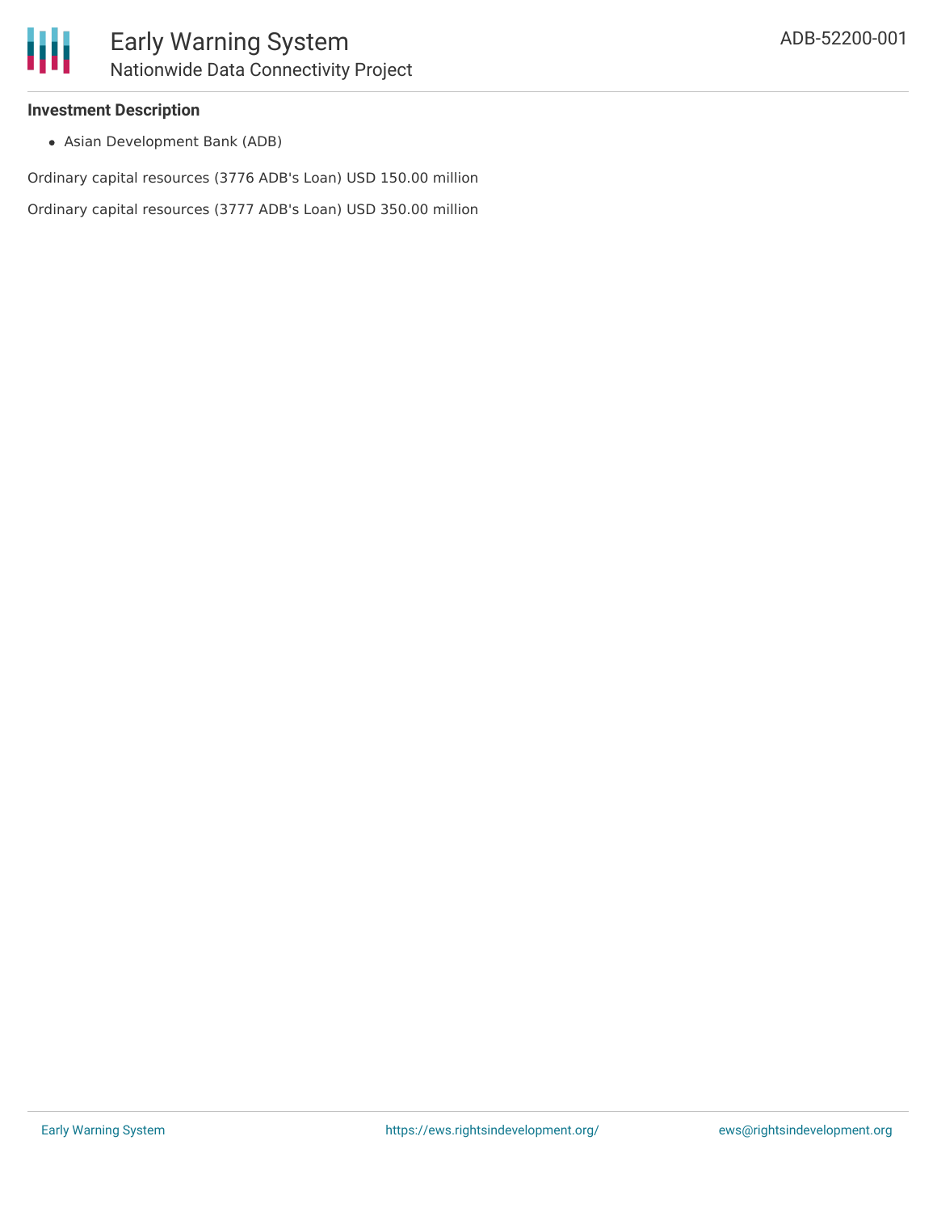### Investment Description

- Asian Development Bank (ADB)

Ordinary capital resources (3776 ADB's Loan) USD 150.00 million

Ordinary capital resources (3777 ADB's Loan) USD 350.00 million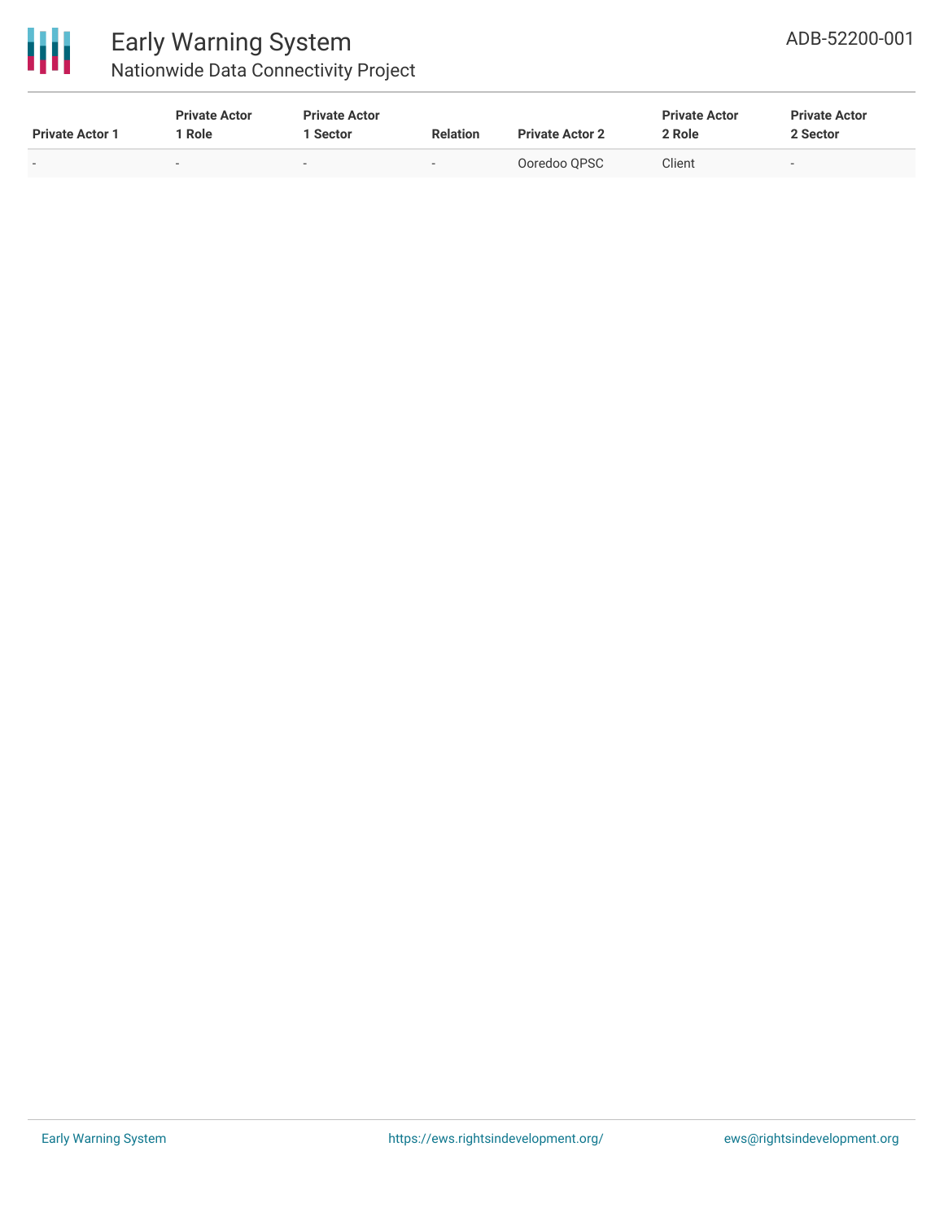| Private Actor 1 | Private Actor 1 Role | Private Actor 1 Sector | Relation | Private Actor 2 | Private Actor 2 Role | Private Actor 2 Sector |
|---|---|---|---|---|---|---|
| - | - | - | - | Ooredoo QPSC | Client | - |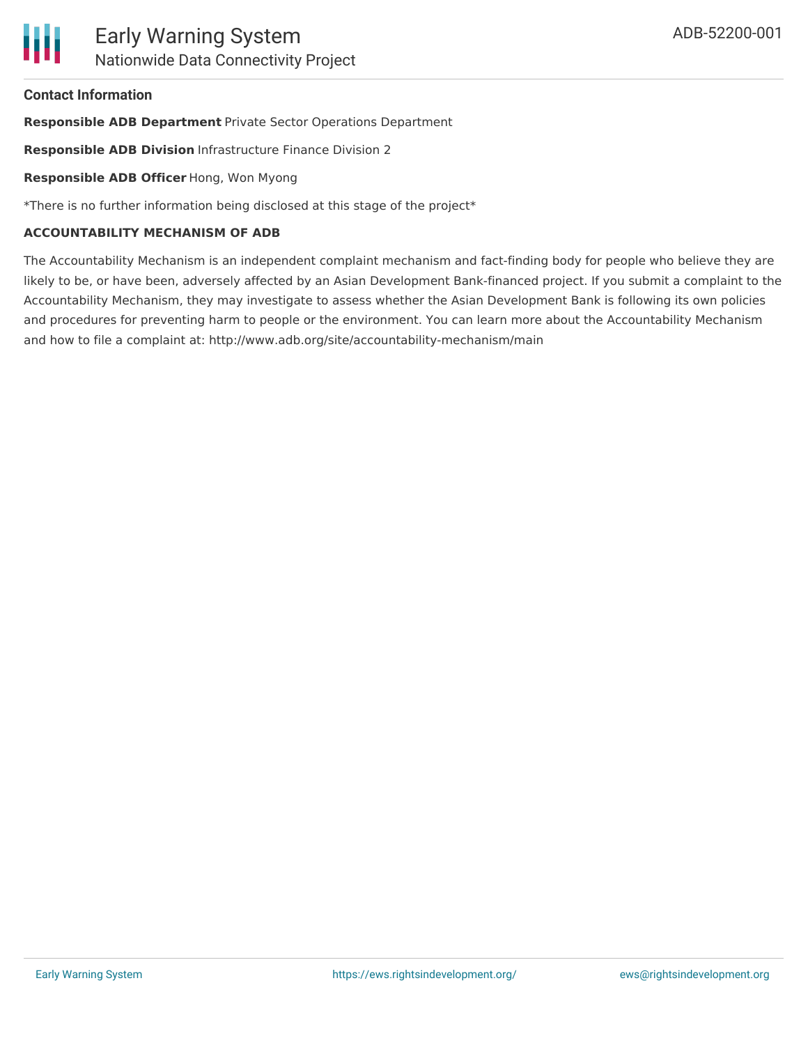## Contact Information

**Responsible ADB Department** Private Sector Operations Department

**Responsible ADB Division** Infrastructure Finance Division 2

**Responsible ADB Officer** Hong, Won Myong

*There is no further information being disclosed at this stage of the project*

**ACCOUNTABILITY MECHANISM OF ADB**

The Accountability Mechanism is an independent complaint mechanism and fact-finding body for people who believe they are likely to be, or have been, adversely affected by an Asian Development Bank-financed project. If you submit a complaint to the Accountability Mechanism, they may investigate to assess whether the Asian Development Bank is following its own policies and procedures for preventing harm to people or the environment. You can learn more about the Accountability Mechanism and how to file a complaint at: http://www.adb.org/site/accountability-mechanism/main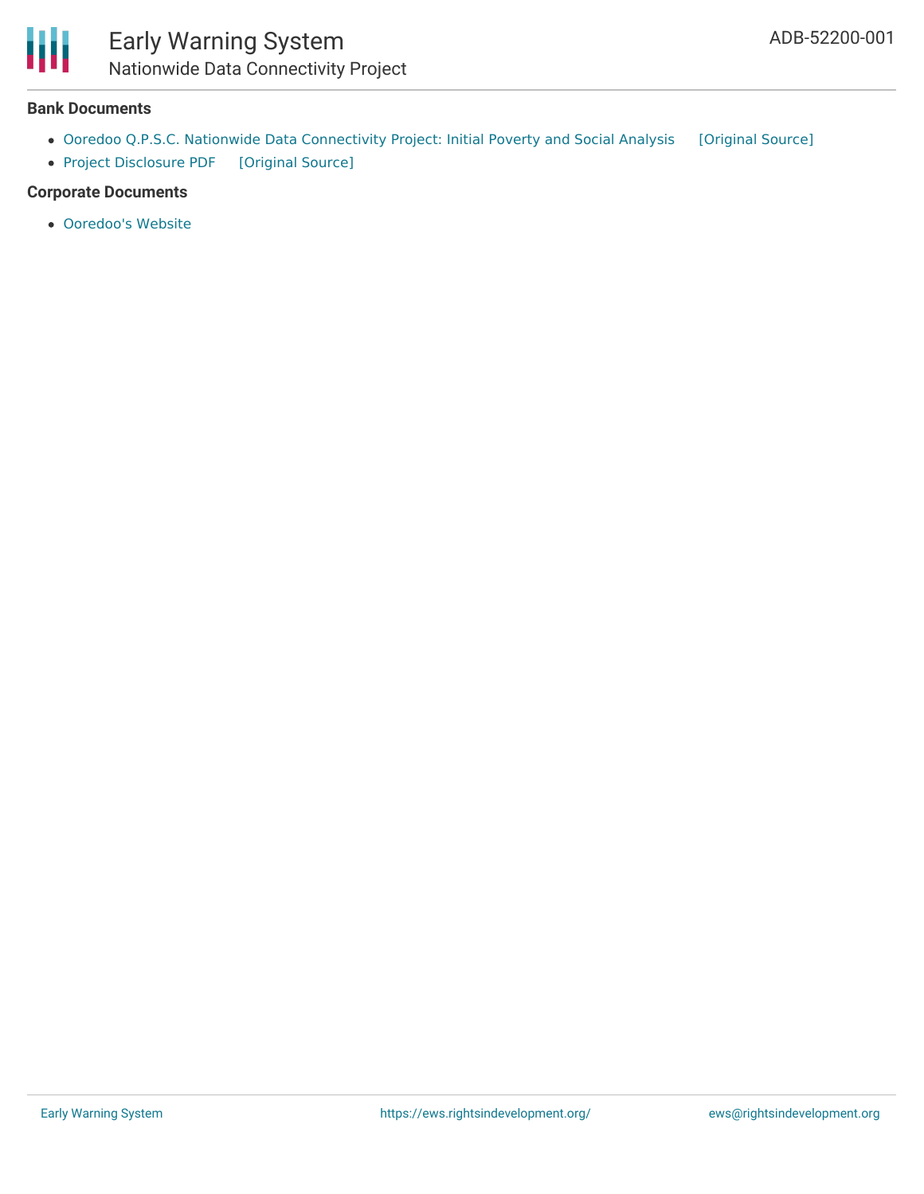### Bank Documents

- Ooredoo Q.P.S.C. Nationwide Data Connectivity Project: Initial Poverty and Social Analysis [Original Source]
- Project Disclosure PDF [Original Source]

### Corporate Documents

- Ooredoo's Website